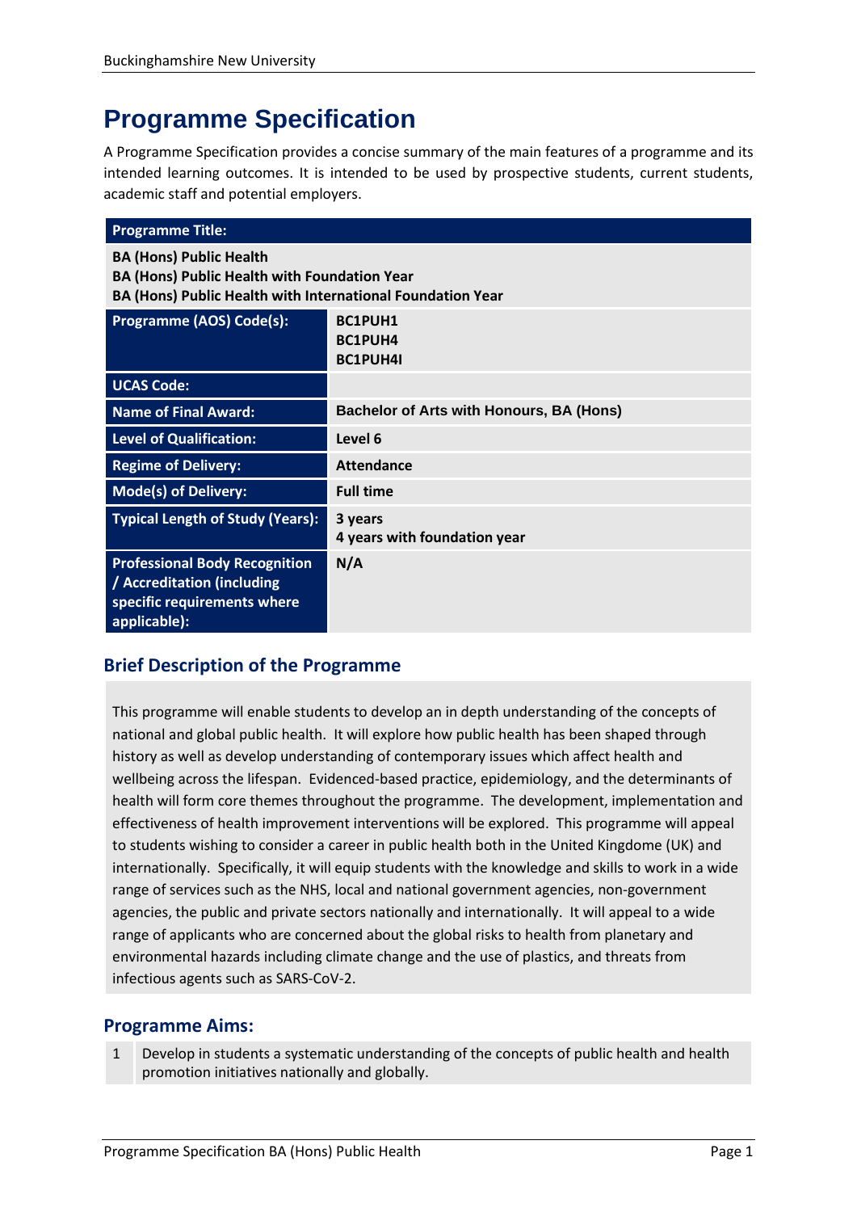# Programme Specification

A Programme Specification provides a concise summary of the main features of a programme and its intended learning outcomes. It is intended to be used by prospective students, current students, academic staff and potential employers.

| **Programme Title:** | |
|---|---|
| **BA (Hons) Public Health**<br>**BA (Hons) Public Health with Foundation Year**<br>**BA (Hons) Public Health with International Foundation Year** | |
| **Programme (AOS) Code(s):** | **BC1PUH1**<br>**BC1PUH4**<br>**BC1PUH4I** |
| **UCAS Code:** | |
| **Name of Final Award:** | **Bachelor of Arts with Honours, BA (Hons)** |
| **Level of Qualification:** | **Level 6** |
| **Regime of Delivery:** | **Attendance** |
| **Mode(s) of Delivery:** | **Full time** |
| **Typical Length of Study (Years):** | **3 years**<br>**4 years with foundation year** |
| **Professional Body Recognition / Accreditation (including specific requirements where applicable):** | **N/A** |

## Brief Description of the Programme

This programme will enable students to develop an in depth understanding of the concepts of national and global public health. It will explore how public health has been shaped through history as well as develop understanding of contemporary issues which affect health and wellbeing across the lifespan. Evidenced-based practice, epidemiology, and the determinants of health will form core themes throughout the programme. The development, implementation and effectiveness of health improvement interventions will be explored. This programme will appeal to students wishing to consider a career in public health both in the United Kingdome (UK) and internationally. Specifically, it will equip students with the knowledge and skills to work in a wide range of services such as the NHS, local and national government agencies, non-government agencies, the public and private sectors nationally and internationally. It will appeal to a wide range of applicants who are concerned about the global risks to health from planetary and environmental hazards including climate change and the use of plastics, and threats from infectious agents such as SARS-CoV-2.

## Programme Aims:

1. Develop in students a systematic understanding of the concepts of public health and health promotion initiatives nationally and globally.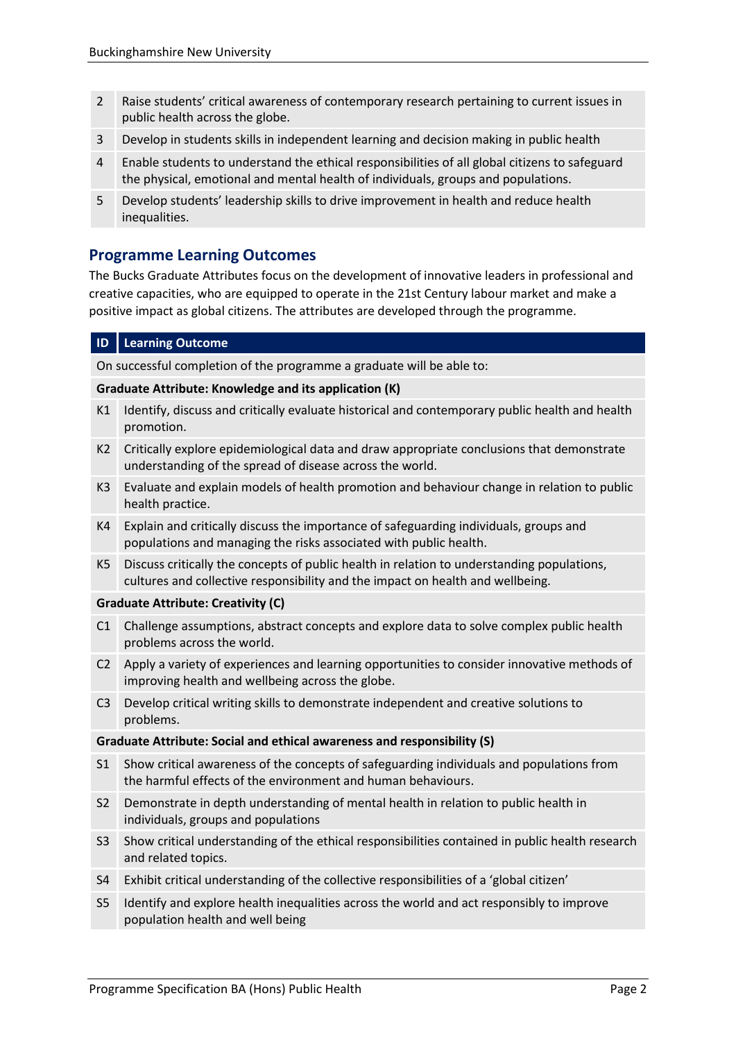| | |
|---|---|
| 2 | Raise students' critical awareness of contemporary research pertaining to current issues in public health across the globe. |
| 3 | Develop in students skills in independent learning and decision making in public health |
| 4 | Enable students to understand the ethical responsibilities of all global citizens to safeguard the physical, emotional and mental health of individuals, groups and populations. |
| 5 | Develop students' leadership skills to drive improvement in health and reduce health inequalities. |

## Programme Learning Outcomes

The Bucks Graduate Attributes focus on the development of innovative leaders in professional and creative capacities, who are equipped to operate in the 21st Century labour market and make a positive impact as global citizens. The attributes are developed through the programme.

| ID | Learning Outcome |
|---|---|
| On successful completion of the programme a graduate will be able to: | |
| **Graduate Attribute: Knowledge and its application (K)** | |
| K1 | Identify, discuss and critically evaluate historical and contemporary public health and health promotion. |
| K2 | Critically explore epidemiological data and draw appropriate conclusions that demonstrate understanding of the spread of disease across the world. |
| K3 | Evaluate and explain models of health promotion and behaviour change in relation to public health practice. |
| K4 | Explain and critically discuss the importance of safeguarding individuals, groups and populations and managing the risks associated with public health. |
| K5 | Discuss critically the concepts of public health in relation to understanding populations, cultures and collective responsibility and the impact on health and wellbeing. |
| **Graduate Attribute: Creativity (C)** | |
| C1 | Challenge assumptions, abstract concepts and explore data to solve complex public health problems across the world. |
| C2 | Apply a variety of experiences and learning opportunities to consider innovative methods of improving health and wellbeing across the globe. |
| C3 | Develop critical writing skills to demonstrate independent and creative solutions to problems. |
| **Graduate Attribute: Social and ethical awareness and responsibility (S)** | |
| S1 | Show critical awareness of the concepts of safeguarding individuals and populations from the harmful effects of the environment and human behaviours. |
| S2 | Demonstrate in depth understanding of mental health in relation to public health in individuals, groups and populations |
| S3 | Show critical understanding of the ethical responsibilities contained in public health research and related topics. |
| S4 | Exhibit critical understanding of the collective responsibilities of a 'global citizen' |
| S5 | Identify and explore health inequalities across the world and act responsibly to improve population health and well being |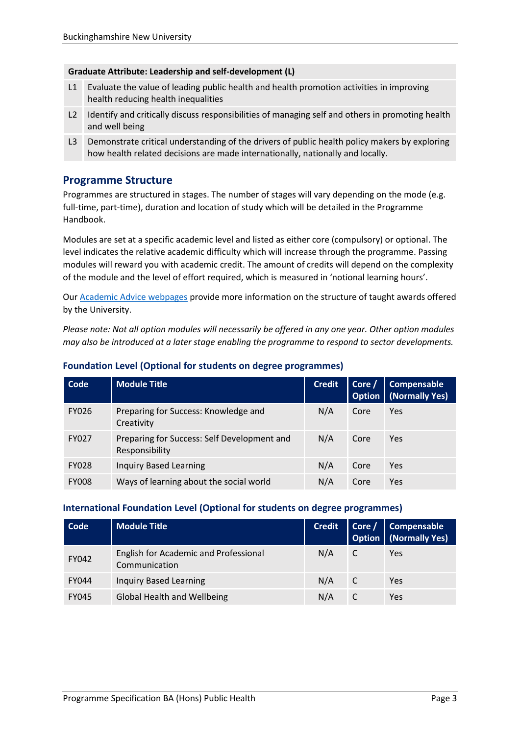| Graduate Attribute: Leadership and self-development (L) | |
|---|---|
| L1 | Evaluate the value of leading public health and health promotion activities in improving health reducing health inequalities |
| L2 | Identify and critically discuss responsibilities of managing self and others in promoting health and well being |
| L3 | Demonstrate critical understanding of the drivers of public health policy makers by exploring how health related decisions are made internationally, nationally and locally. |

## Programme Structure

Programmes are structured in stages. The number of stages will vary depending on the mode (e.g. full-time, part-time), duration and location of study which will be detailed in the Programme Handbook.

Modules are set at a specific academic level and listed as either core (compulsory) or optional. The level indicates the relative academic difficulty which will increase through the programme. Passing modules will reward you with academic credit. The amount of credits will depend on the complexity of the module and the level of effort required, which is measured in 'notional learning hours'.

Our [Academic Advice webpages] provide more information on the structure of taught awards offered by the University.

*Please note: Not all option modules will necessarily be offered in any one year. Other option modules may also be introduced at a later stage enabling the programme to respond to sector developments.*

### Foundation Level (Optional for students on degree programmes)

| Code | Module Title | Credit | Core / Option | Compensable (Normally Yes) |
|---|---|---|---|---|
| FY026 | Preparing for Success: Knowledge and Creativity | N/A | Core | Yes |
| FY027 | Preparing for Success: Self Development and Responsibility | N/A | Core | Yes |
| FY028 | Inquiry Based Learning | N/A | Core | Yes |
| FY008 | Ways of learning about the social world | N/A | Core | Yes |

### International Foundation Level (Optional for students on degree programmes)

| Code | Module Title | Credit | Core / Option | Compensable (Normally Yes) |
|---|---|---|---|---|
| FY042 | English for Academic and Professional Communication | N/A | C | Yes |
| FY044 | Inquiry Based Learning | N/A | C | Yes |
| FY045 | Global Health and Wellbeing | N/A | C | Yes |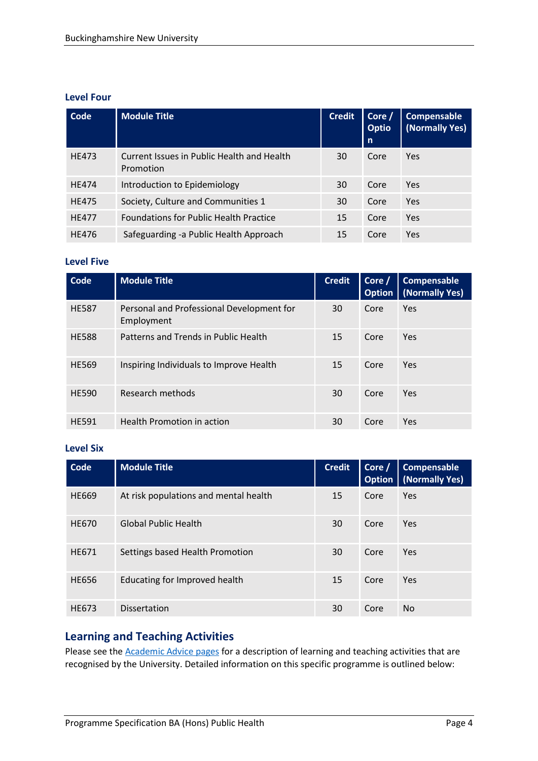### Level Four

| Code | Module Title | Credit | Core / Option | Compensable (Normally Yes) |
|---|---|---|---|---|
| HE473 | Current Issues in Public Health and Health Promotion | 30 | Core | Yes |
| HE474 | Introduction to Epidemiology | 30 | Core | Yes |
| HE475 | Society, Culture and Communities 1 | 30 | Core | Yes |
| HE477 | Foundations for Public Health Practice | 15 | Core | Yes |
| HE476 | Safeguarding -a Public Health Approach | 15 | Core | Yes |

### Level Five

| Code | Module Title | Credit | Core / Option | Compensable (Normally Yes) |
|---|---|---|---|---|
| HE587 | Personal and Professional Development for Employment | 30 | Core | Yes |
| HE588 | Patterns and Trends in Public Health | 15 | Core | Yes |
| HE569 | Inspiring Individuals to Improve Health | 15 | Core | Yes |
| HE590 | Research methods | 30 | Core | Yes |
| HE591 | Health Promotion in action | 30 | Core | Yes |

### Level Six

| Code | Module Title | Credit | Core / Option | Compensable (Normally Yes) |
|---|---|---|---|---|
| HE669 | At risk populations and mental health | 15 | Core | Yes |
| HE670 | Global Public Health | 30 | Core | Yes |
| HE671 | Settings based Health Promotion | 30 | Core | Yes |
| HE656 | Educating for Improved health | 15 | Core | Yes |
| HE673 | Dissertation | 30 | Core | No |

## Learning and Teaching Activities

Please see the Academic Advice pages for a description of learning and teaching activities that are recognised by the University. Detailed information on this specific programme is outlined below: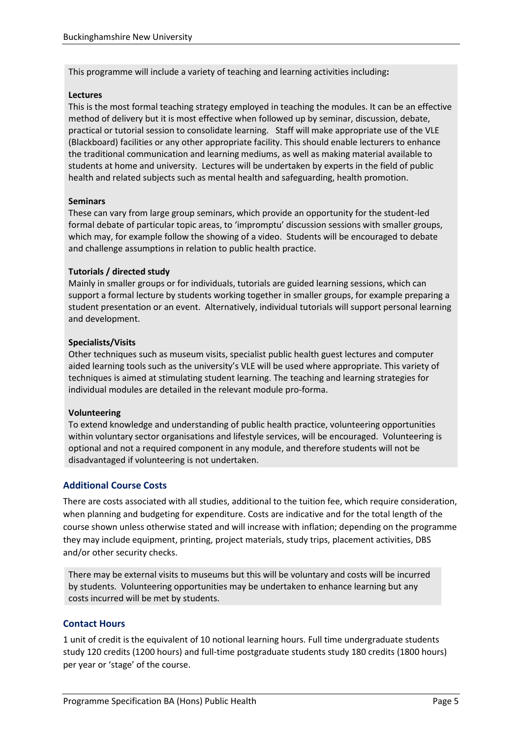This programme will include a variety of teaching and learning activities including**:**

**Lectures**

This is the most formal teaching strategy employed in teaching the modules. It can be an effective method of delivery but it is most effective when followed up by seminar, discussion, debate, practical or tutorial session to consolidate learning. Staff will make appropriate use of the VLE (Blackboard) facilities or any other appropriate facility. This should enable lecturers to enhance the traditional communication and learning mediums, as well as making material available to students at home and university. Lectures will be undertaken by experts in the field of public health and related subjects such as mental health and safeguarding, health promotion.

**Seminars**

These can vary from large group seminars, which provide an opportunity for the student-led formal debate of particular topic areas, to 'impromptu' discussion sessions with smaller groups, which may, for example follow the showing of a video. Students will be encouraged to debate and challenge assumptions in relation to public health practice.

**Tutorials / directed study**

Mainly in smaller groups or for individuals, tutorials are guided learning sessions, which can support a formal lecture by students working together in smaller groups, for example preparing a student presentation or an event. Alternatively, individual tutorials will support personal learning and development.

**Specialists/Visits**

Other techniques such as museum visits, specialist public health guest lectures and computer aided learning tools such as the university's VLE will be used where appropriate. This variety of techniques is aimed at stimulating student learning. The teaching and learning strategies for individual modules are detailed in the relevant module pro-forma.

**Volunteering**

To extend knowledge and understanding of public health practice, volunteering opportunities within voluntary sector organisations and lifestyle services, will be encouraged. Volunteering is optional and not a required component in any module, and therefore students will not be disadvantaged if volunteering is not undertaken.

## Additional Course Costs

There are costs associated with all studies, additional to the tuition fee, which require consideration, when planning and budgeting for expenditure. Costs are indicative and for the total length of the course shown unless otherwise stated and will increase with inflation; depending on the programme they may include equipment, printing, project materials, study trips, placement activities, DBS and/or other security checks.

There may be external visits to museums but this will be voluntary and costs will be incurred by students. Volunteering opportunities may be undertaken to enhance learning but any costs incurred will be met by students.

## Contact Hours

1 unit of credit is the equivalent of 10 notional learning hours. Full time undergraduate students study 120 credits (1200 hours) and full-time postgraduate students study 180 credits (1800 hours) per year or 'stage' of the course.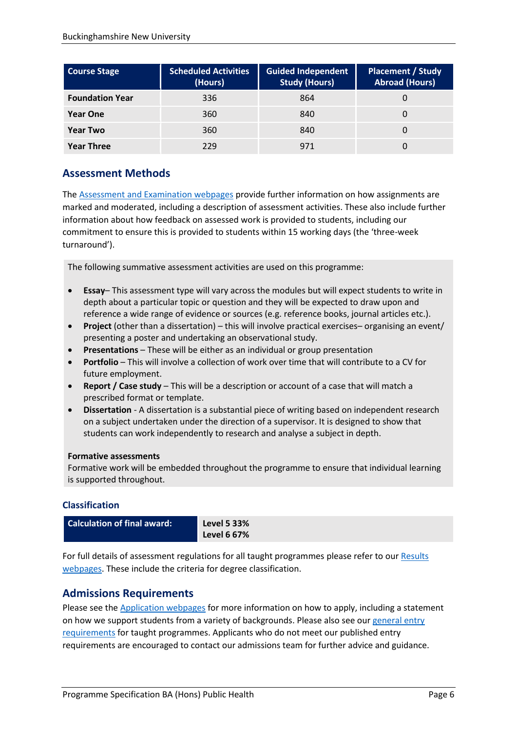| Course Stage | Scheduled Activities (Hours) | Guided Independent Study (Hours) | Placement / Study Abroad (Hours) |
|---|---|---|---|
| **Foundation Year** | 336 | 864 | 0 |
| **Year One** | 360 | 840 | 0 |
| **Year Two** | 360 | 840 | 0 |
| **Year Three** | 229 | 971 | 0 |

## Assessment Methods

The Assessment and Examination webpages provide further information on how assignments are marked and moderated, including a description of assessment activities. These also include further information about how feedback on assessed work is provided to students, including our commitment to ensure this is provided to students within 15 working days (the 'three-week turnaround').

The following summative assessment activities are used on this programme:

- **Essay**– This assessment type will vary across the modules but will expect students to write in depth about a particular topic or question and they will be expected to draw upon and reference a wide range of evidence or sources (e.g. reference books, journal articles etc.).
- **Project** (other than a dissertation) – this will involve practical exercises– organising an event/ presenting a poster and undertaking an observational study.
- **Presentations** – These will be either as an individual or group presentation
- **Portfolio** – This will involve a collection of work over time that will contribute to a CV for future employment.
- **Report / Case study** – This will be a description or account of a case that will match a prescribed format or template.
- **Dissertation** - A dissertation is a substantial piece of writing based on independent research on a subject undertaken under the direction of a supervisor. It is designed to show that students can work independently to research and analyse a subject in depth.

**Formative assessments**
Formative work will be embedded throughout the programme to ensure that individual learning is supported throughout.

### Classification

| Calculation of final award: | **Level 5 33%**<br>**Level 6 67%** |
|---|---|

For full details of assessment regulations for all taught programmes please refer to our Results webpages. These include the criteria for degree classification.

## Admissions Requirements

Please see the Application webpages for more information on how to apply, including a statement on how we support students from a variety of backgrounds. Please also see our general entry requirements for taught programmes. Applicants who do not meet our published entry requirements are encouraged to contact our admissions team for further advice and guidance.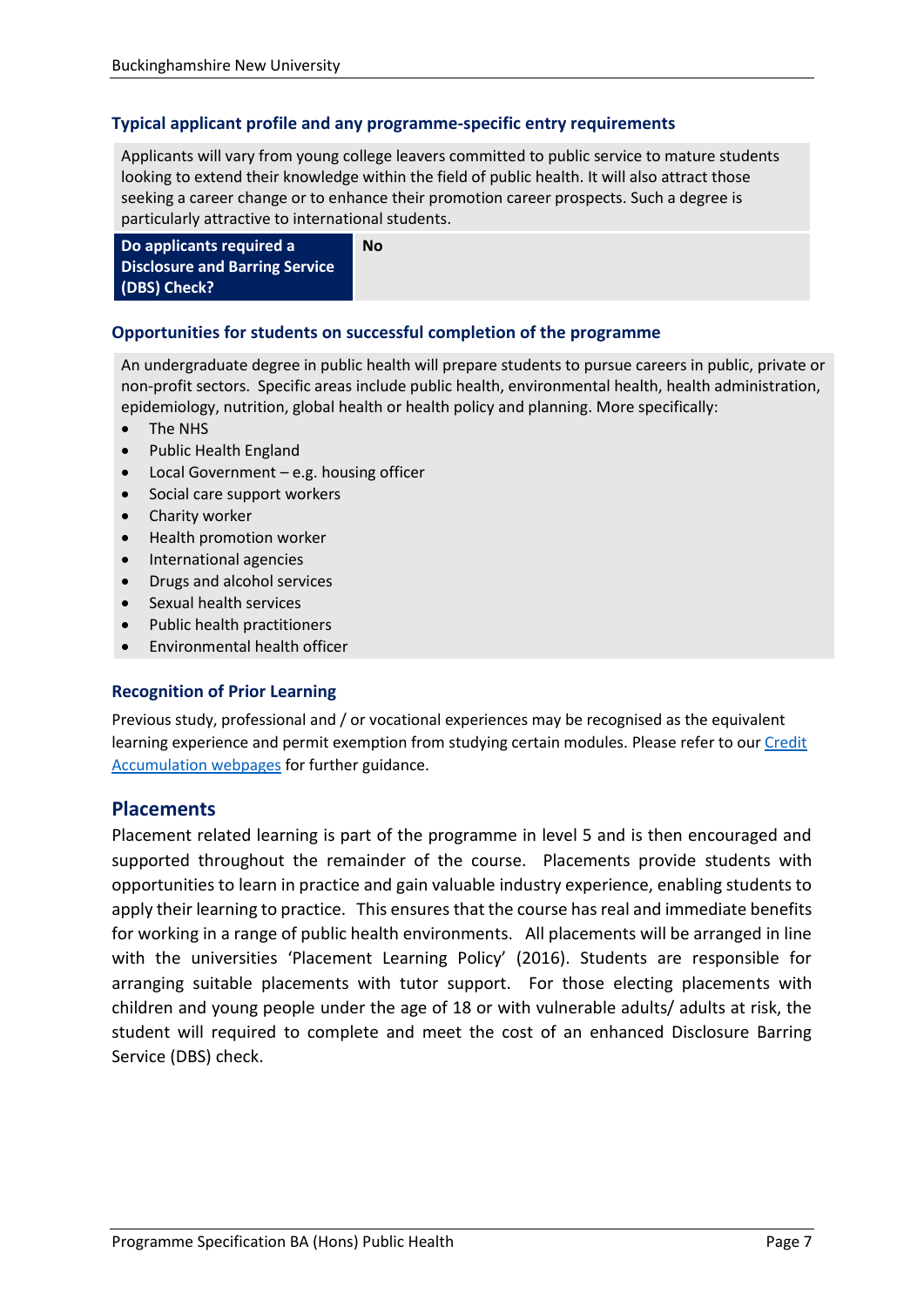### Typical applicant profile and any programme-specific entry requirements

Applicants will vary from young college leavers committed to public service to mature students looking to extend their knowledge within the field of public health. It will also attract those seeking a career change or to enhance their promotion career prospects. Such a degree is particularly attractive to international students.

| **Do applicants required a Disclosure and Barring Service (DBS) Check?** | **No** |
|---|---|

### Opportunities for students on successful completion of the programme

An undergraduate degree in public health will prepare students to pursue careers in public, private or non-profit sectors. Specific areas include public health, environmental health, health administration, epidemiology, nutrition, global health or health policy and planning. More specifically:

- The NHS
- Public Health England
- Local Government – e.g. housing officer
- Social care support workers
- Charity worker
- Health promotion worker
- International agencies
- Drugs and alcohol services
- Sexual health services
- Public health practitioners
- Environmental health officer

### Recognition of Prior Learning

Previous study, professional and / or vocational experiences may be recognised as the equivalent learning experience and permit exemption from studying certain modules. Please refer to our Credit Accumulation webpages for further guidance.

## Placements

Placement related learning is part of the programme in level 5 and is then encouraged and supported throughout the remainder of the course. Placements provide students with opportunities to learn in practice and gain valuable industry experience, enabling students to apply their learning to practice. This ensures that the course has real and immediate benefits for working in a range of public health environments. All placements will be arranged in line with the universities 'Placement Learning Policy' (2016). Students are responsible for arranging suitable placements with tutor support. For those electing placements with children and young people under the age of 18 or with vulnerable adults/ adults at risk, the student will required to complete and meet the cost of an enhanced Disclosure Barring Service (DBS) check.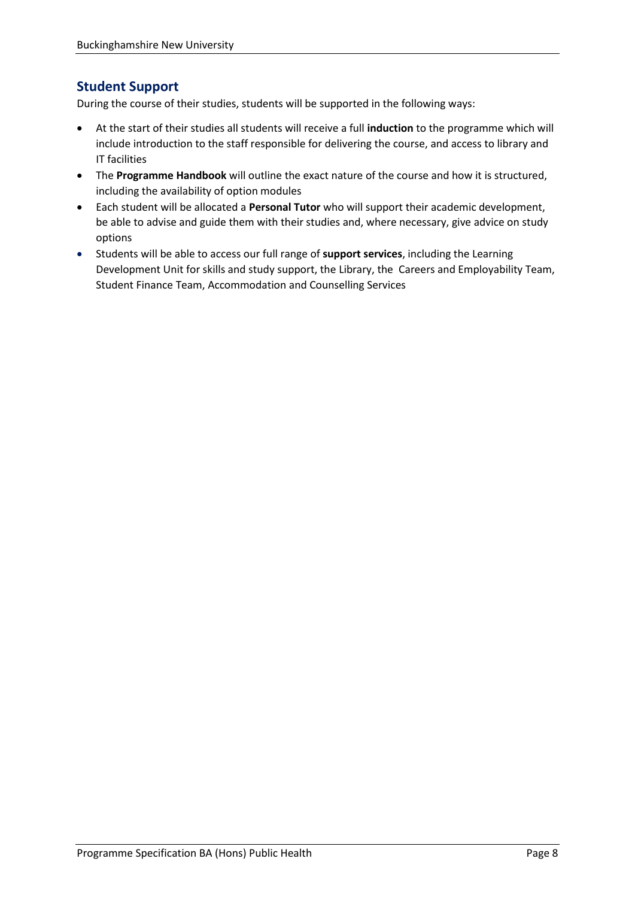## Student Support

During the course of their studies, students will be supported in the following ways:

- At the start of their studies all students will receive a full **induction** to the programme which will include introduction to the staff responsible for delivering the course, and access to library and IT facilities
- The **Programme Handbook** will outline the exact nature of the course and how it is structured, including the availability of option modules
- Each student will be allocated a **Personal Tutor** who will support their academic development, be able to advise and guide them with their studies and, where necessary, give advice on study options
- Students will be able to access our full range of **support services**, including the Learning Development Unit for skills and study support, the Library, the Careers and Employability Team, Student Finance Team, Accommodation and Counselling Services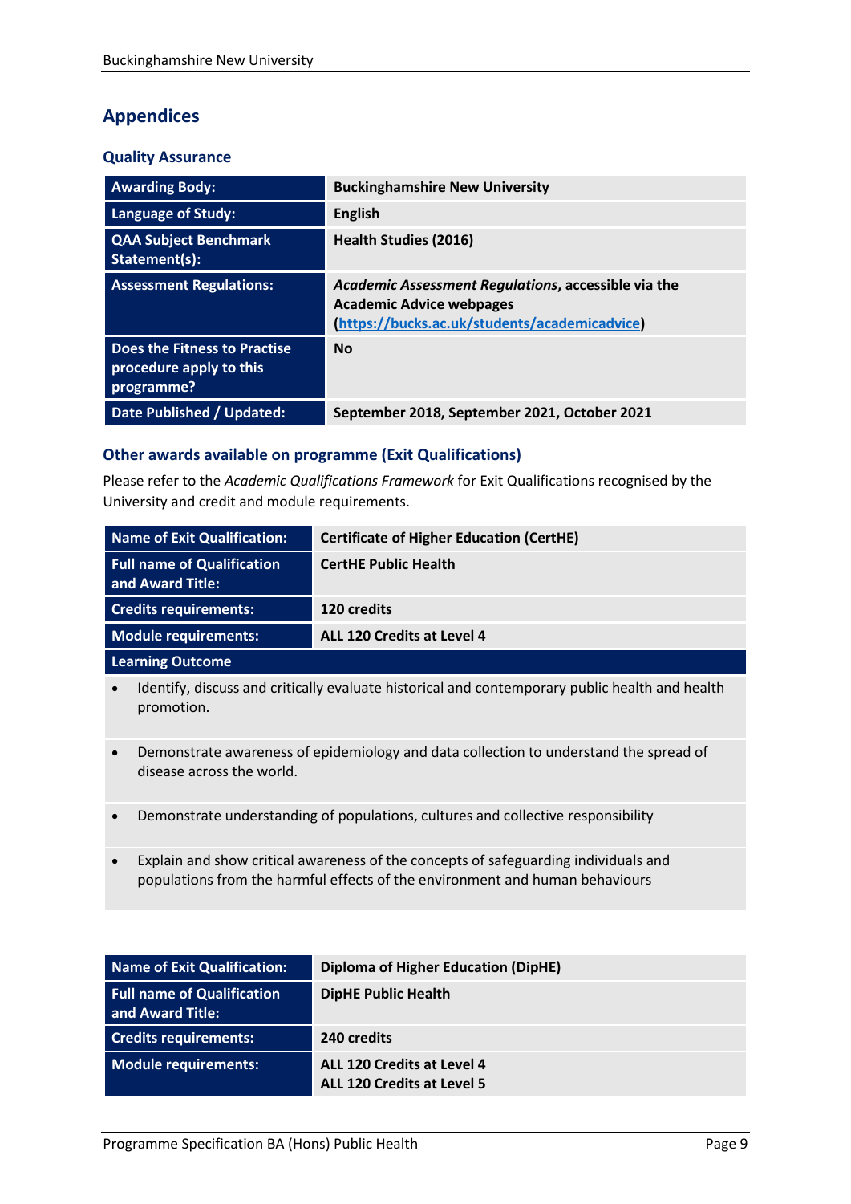## Appendices

### Quality Assurance

| | |
|---|---|
| **Awarding Body:** | **Buckinghamshire New University** |
| **Language of Study:** | **English** |
| **QAA Subject Benchmark Statement(s):** | **Health Studies (2016)** |
| **Assessment Regulations:** | ***Academic Assessment Regulations*, accessible via the Academic Advice webpages ([https://bucks.ac.uk/students/academicadvice](https://bucks.ac.uk/students/academicadvice))** |
| **Does the Fitness to Practise procedure apply to this programme?** | **No** |
| **Date Published / Updated:** | **September 2018, September 2021, October 2021** |

### Other awards available on programme (Exit Qualifications)

Please refer to the *Academic Qualifications Framework* for Exit Qualifications recognised by the University and credit and module requirements.

| | |
|---|---|
| **Name of Exit Qualification:** | **Certificate of Higher Education (CertHE)** |
| **Full name of Qualification and Award Title:** | **CertHE Public Health** |
| **Credits requirements:** | **120 credits** |
| **Module requirements:** | **ALL 120 Credits at Level 4** |

**Learning Outcome**

- Identify, discuss and critically evaluate historical and contemporary public health and health promotion.
- Demonstrate awareness of epidemiology and data collection to understand the spread of disease across the world.
- Demonstrate understanding of populations, cultures and collective responsibility
- Explain and show critical awareness of the concepts of safeguarding individuals and populations from the harmful effects of the environment and human behaviours

| | |
|---|---|
| **Name of Exit Qualification:** | **Diploma of Higher Education (DipHE)** |
| **Full name of Qualification and Award Title:** | **DipHE Public Health** |
| **Credits requirements:** | **240 credits** |
| **Module requirements:** | **ALL 120 Credits at Level 4**<br>**ALL 120 Credits at Level 5** |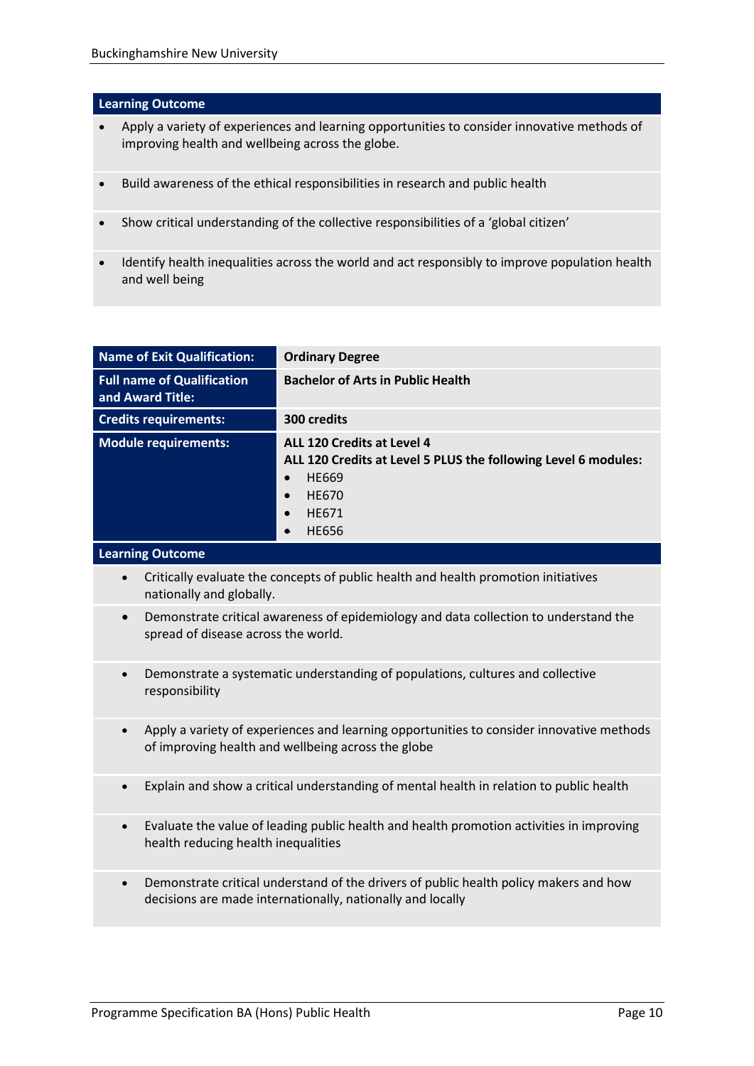| Learning Outcome |
|---|
| Apply a variety of experiences and learning opportunities to consider innovative methods of improving health and wellbeing across the globe. |
| Build awareness of the ethical responsibilities in research and public health |
| Show critical understanding of the collective responsibilities of a 'global citizen' |
| Identify health inequalities across the world and act responsibly to improve population health and well being |

| | |
|---|---|
| **Name of Exit Qualification:** | **Ordinary Degree** |
| **Full name of Qualification and Award Title:** | **Bachelor of Arts in Public Health** |
| **Credits requirements:** | **300 credits** |
| **Module requirements:** | **ALL 120 Credits at Level 4**<br>**ALL 120 Credits at Level 5 PLUS the following Level 6 modules:**<br>• HE669<br>• HE670<br>• HE671<br>• HE656 |

| Learning Outcome |
|---|
| Critically evaluate the concepts of public health and health promotion initiatives nationally and globally. |
| Demonstrate critical awareness of epidemiology and data collection to understand the spread of disease across the world. |
| Demonstrate a systematic understanding of populations, cultures and collective responsibility |
| Apply a variety of experiences and learning opportunities to consider innovative methods of improving health and wellbeing across the globe |
| Explain and show a critical understanding of mental health in relation to public health |
| Evaluate the value of leading public health and health promotion activities in improving health reducing health inequalities |
| Demonstrate critical understand of the drivers of public health policy makers and how decisions are made internationally, nationally and locally |